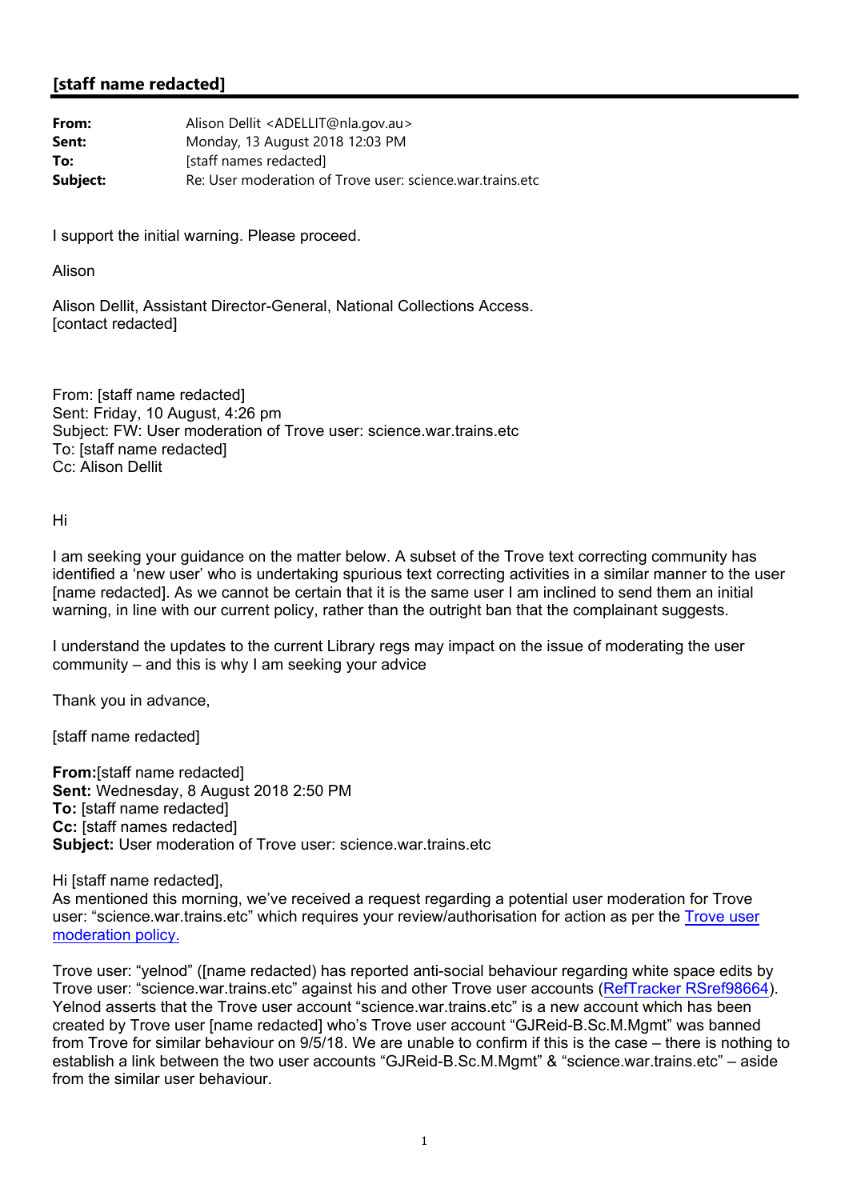## [staff name redacted]

**From:** Alison Dellit <ADELLIT@nla.gov.au>
**Sent:** Monday, 13 August 2018 12:03 PM
**To:** [staff names redacted]
**Subject:** Re: User moderation of Trove user: science.war.trains.etc

I support the initial warning. Please proceed.

Alison

Alison Dellit, Assistant Director-General, National Collections Access.
[contact redacted]

From: [staff name redacted]
Sent: Friday, 10 August, 4:26 pm
Subject: FW: User moderation of Trove user: science.war.trains.etc
To: [staff name redacted]
Cc: Alison Dellit

Hi

I am seeking your guidance on the matter below. A subset of the Trove text correcting community has identified a 'new user' who is undertaking spurious text correcting activities in a similar manner to the user [name redacted]. As we cannot be certain that it is the same user I am inclined to send them an initial warning, in line with our current policy, rather than the outright ban that the complainant suggests.

I understand the updates to the current Library regs may impact on the issue of moderating the user community – and this is why I am seeking your advice

Thank you in advance,

[staff name redacted]

**From:**[staff name redacted]
**Sent:** Wednesday, 8 August 2018 2:50 PM
**To:** [staff name redacted]
**Cc:** [staff names redacted]
**Subject:** User moderation of Trove user: science.war.trains.etc

Hi [staff name redacted],
As mentioned this morning, we've received a request regarding a potential user moderation for Trove user: "science.war.trains.etc" which requires your review/authorisation for action as per the Trove user moderation policy.

Trove user: "yelnod" ([name redacted]) has reported anti-social behaviour regarding white space edits by Trove user: "science.war.trains.etc" against his and other Trove user accounts (RefTracker RSref98664). Yelnod asserts that the Trove user account "science.war.trains.etc" is a new account which has been created by Trove user [name redacted] who's Trove user account "GJReid-B.Sc.M.Mgmt" was banned from Trove for similar behaviour on 9/5/18. We are unable to confirm if this is the case – there is nothing to establish a link between the two user accounts "GJReid-B.Sc.M.Mgmt" & "science.war.trains.etc" – aside from the similar user behaviour.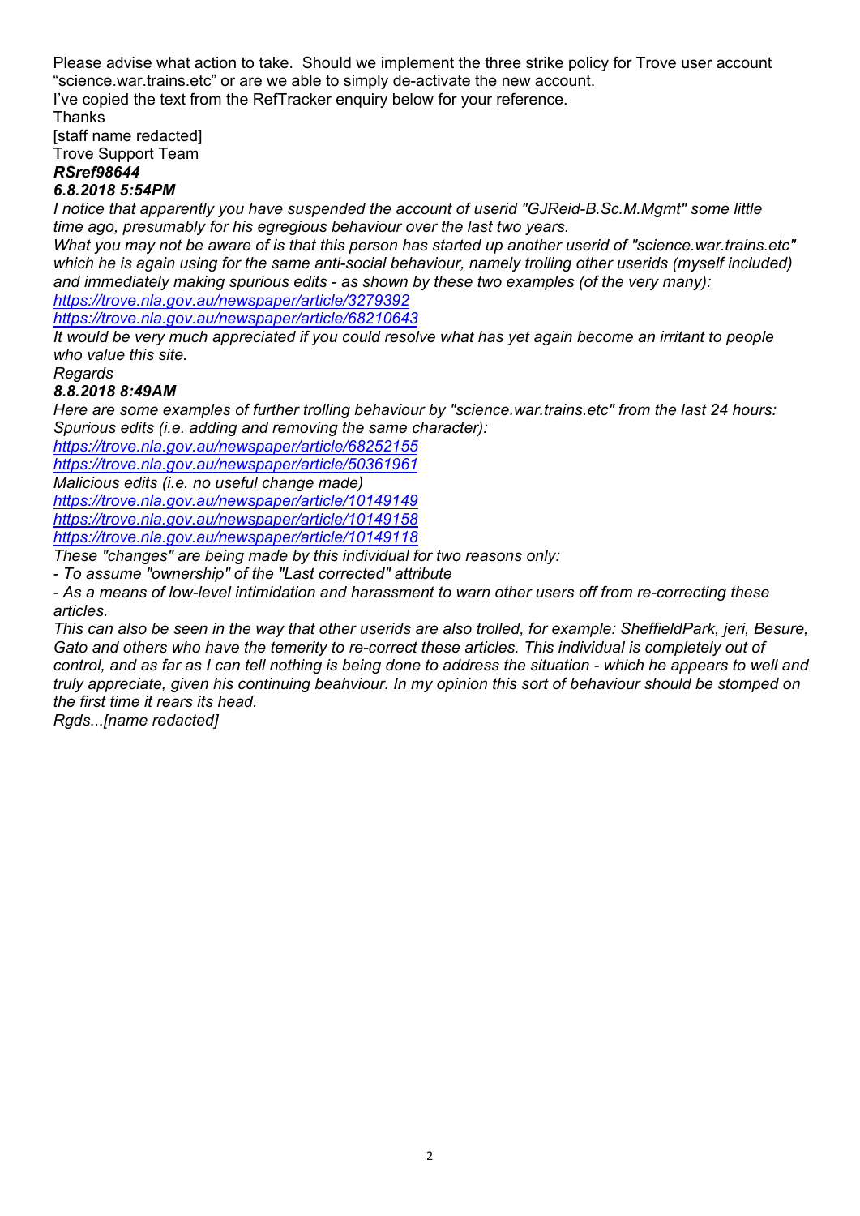Please advise what action to take. Should we implement the three strike policy for Trove user account "science.war.trains.etc" or are we able to simply de-activate the new account.
I've copied the text from the RefTracker enquiry below for your reference.
Thanks
[staff name redacted]
Trove Support Team

***RSref98644***

***6.8.2018 5:54PM***

*I notice that apparently you have suspended the account of userid "GJReid-B.Sc.M.Mgmt" some little time ago, presumably for his egregious behaviour over the last two years.*
*What you may not be aware of is that this person has started up another userid of "science.war.trains.etc" which he is again using for the same anti-social behaviour, namely trolling other userids (myself included) and immediately making spurious edits - as shown by these two examples (of the very many):*
*https://trove.nla.gov.au/newspaper/article/3279392*
*https://trove.nla.gov.au/newspaper/article/68210643*
*It would be very much appreciated if you could resolve what has yet again become an irritant to people who value this site.*
*Regards*

***8.8.2018 8:49AM***

*Here are some examples of further trolling behaviour by "science.war.trains.etc" from the last 24 hours:*
*Spurious edits (i.e. adding and removing the same character):*
*https://trove.nla.gov.au/newspaper/article/68252155*
*https://trove.nla.gov.au/newspaper/article/50361961*
*Malicious edits (i.e. no useful change made)*
*https://trove.nla.gov.au/newspaper/article/10149149*
*https://trove.nla.gov.au/newspaper/article/10149158*
*https://trove.nla.gov.au/newspaper/article/10149118*
*These "changes" are being made by this individual for two reasons only:*
*- To assume "ownership" of the "Last corrected" attribute*
*- As a means of low-level intimidation and harassment to warn other users off from re-correcting these articles.*
*This can also be seen in the way that other userids are also trolled, for example: SheffieldPark, jeri, Besure, Gato and others who have the temerity to re-correct these articles. This individual is completely out of control, and as far as I can tell nothing is being done to address the situation - which he appears to well and truly appreciate, given his continuing beahviour. In my opinion this sort of behaviour should be stomped on the first time it rears its head.*
*Rgds...[name redacted]*